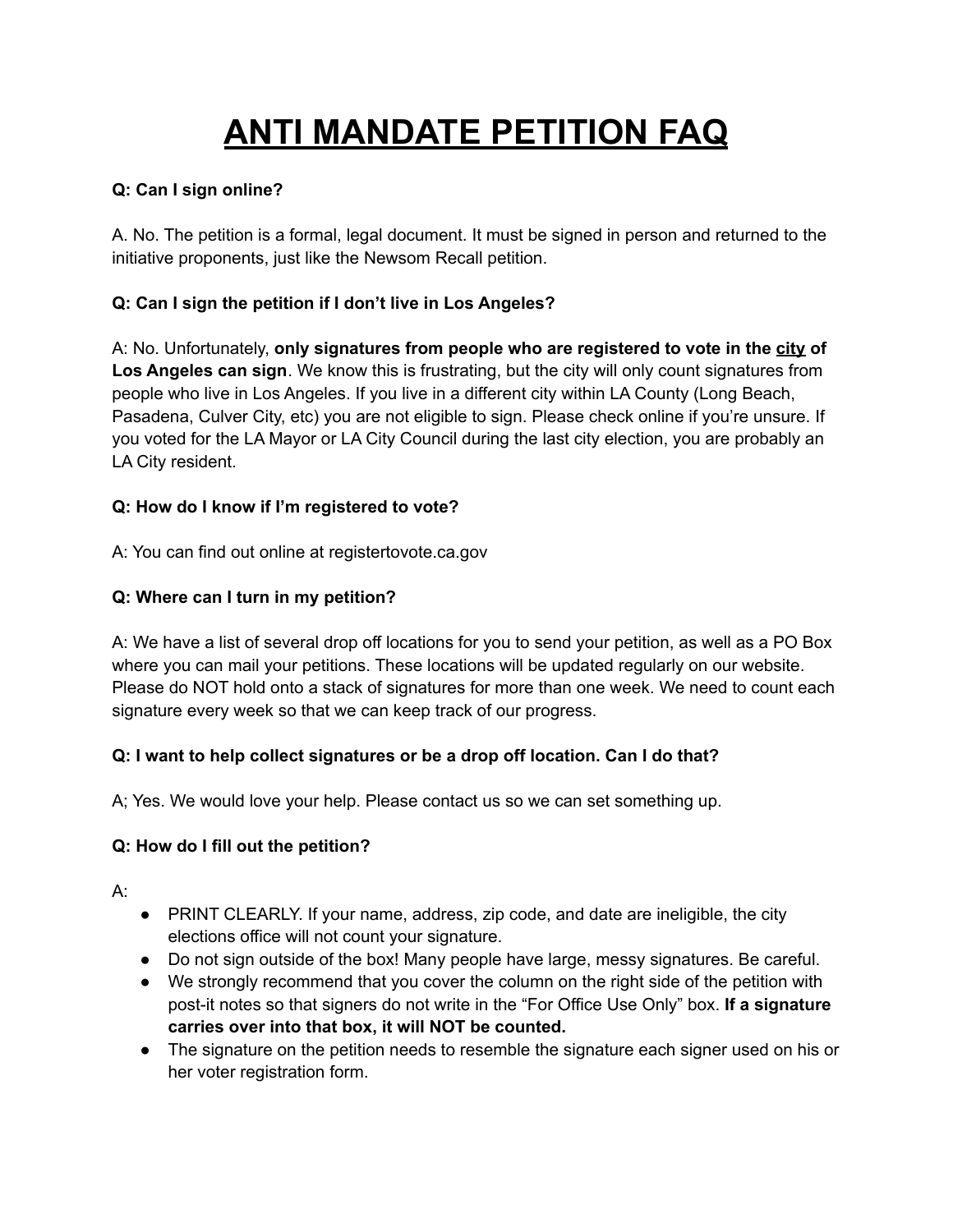# ANTI MANDATE PETITION FAQ

**Q: Can I sign online?**

A. No. The petition is a formal, legal document. It must be signed in person and returned to the initiative proponents, just like the Newsom Recall petition.

**Q: Can I sign the petition if I don't live in Los Angeles?**

A: No. Unfortunately, **only signatures from people who are registered to vote in the city of Los Angeles can sign**. We know this is frustrating, but the city will only count signatures from people who live in Los Angeles. If you live in a different city within LA County (Long Beach, Pasadena, Culver City, etc) you are not eligible to sign. Please check online if you're unsure. If you voted for the LA Mayor or LA City Council during the last city election, you are probably an LA City resident.

**Q: How do I know if I'm registered to vote?**

A: You can find out online at registertovote.ca.gov

**Q: Where can I turn in my petition?**

A: We have a list of several drop off locations for you to send your petition, as well as a PO Box where you can mail your petitions. These locations will be updated regularly on our website. Please do NOT hold onto a stack of signatures for more than one week. We need to count each signature every week so that we can keep track of our progress.

**Q: I want to help collect signatures or be a drop off location. Can I do that?**

A; Yes. We would love your help. Please contact us so we can set something up.

**Q: How do I fill out the petition?**

A:

- PRINT CLEARLY. If your name, address, zip code, and date are ineligible, the city elections office will not count your signature.
- Do not sign outside of the box! Many people have large, messy signatures. Be careful.
- We strongly recommend that you cover the column on the right side of the petition with post-it notes so that signers do not write in the "For Office Use Only" box. **If a signature carries over into that box, it will NOT be counted.**
- The signature on the petition needs to resemble the signature each signer used on his or her voter registration form.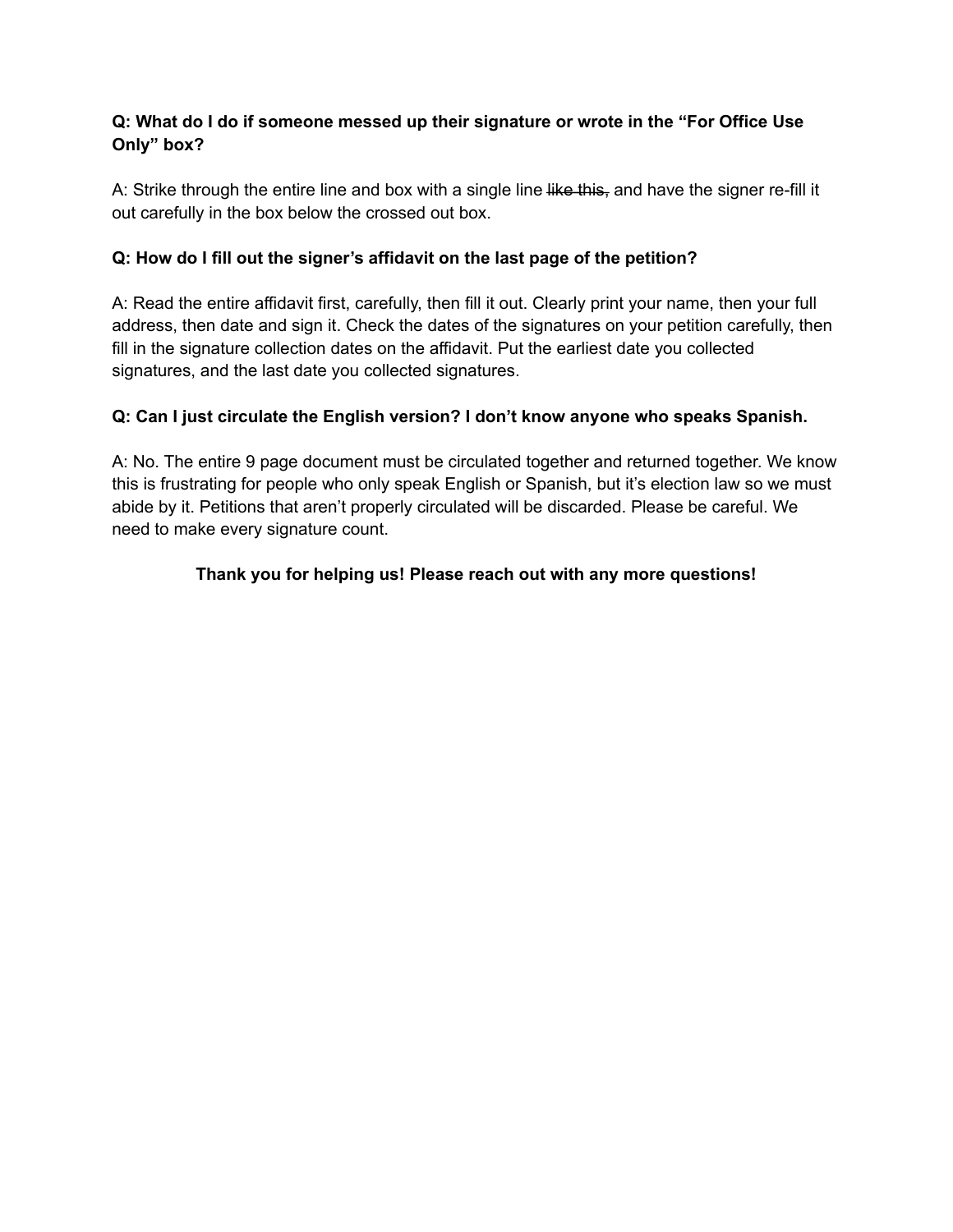**Q: What do I do if someone messed up their signature or wrote in the "For Office Use Only" box?**

A: Strike through the entire line and box with a single line ~~like this,~~ and have the signer re-fill it out carefully in the box below the crossed out box.

**Q: How do I fill out the signer's affidavit on the last page of the petition?**

A: Read the entire affidavit first, carefully, then fill it out. Clearly print your name, then your full address, then date and sign it. Check the dates of the signatures on your petition carefully, then fill in the signature collection dates on the affidavit. Put the earliest date you collected signatures, and the last date you collected signatures.

**Q: Can I just circulate the English version? I don't know anyone who speaks Spanish.**

A: No. The entire 9 page document must be circulated together and returned together. We know this is frustrating for people who only speak English or Spanish, but it's election law so we must abide by it. Petitions that aren't properly circulated will be discarded. Please be careful. We need to make every signature count.

**Thank you for helping us! Please reach out with any more questions!**